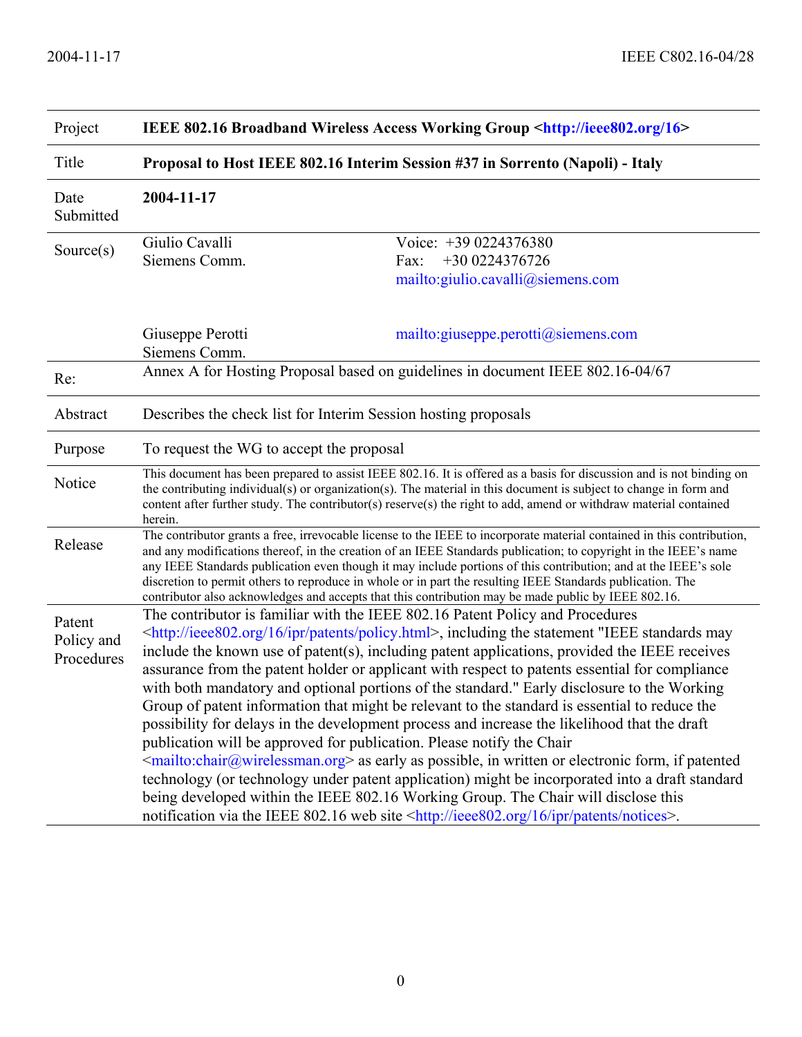| | | |
|---|---|---|
| Project | **IEEE 802.16 Broadband Wireless Access Working Group <http://ieee802.org/16>** | |
| Title | **Proposal to Host IEEE 802.16 Interim Session #37 in Sorrento (Napoli) - Italy** | |
| Date Submitted | **2004-11-17** | |
| Source(s) | Giulio Cavalli<br>Siemens Comm.<br><br>Giuseppe Perotti<br>Siemens Comm. | Voice: +39 0224376380<br>Fax: +30 0224376726<br>mailto:giulio.cavalli@siemens.com<br><br>mailto:giuseppe.perotti@siemens.com |
| Re: | Annex A for Hosting Proposal based on guidelines in document IEEE 802.16-04/67 | |
| Abstract | Describes the check list for Interim Session hosting proposals | |
| Purpose | To request the WG to accept the proposal | |
| Notice | This document has been prepared to assist IEEE 802.16. It is offered as a basis for discussion and is not binding on the contributing individual(s) or organization(s). The material in this document is subject to change in form and content after further study. The contributor(s) reserve(s) the right to add, amend or withdraw material contained herein. | |
| Release | The contributor grants a free, irrevocable license to the IEEE to incorporate material contained in this contribution, and any modifications thereof, in the creation of an IEEE Standards publication; to copyright in the IEEE's name any IEEE Standards publication even though it may include portions of this contribution; and at the IEEE's sole discretion to permit others to reproduce in whole or in part the resulting IEEE Standards publication. The contributor also acknowledges and accepts that this contribution may be made public by IEEE 802.16. | |
| Patent Policy and Procedures | The contributor is familiar with the IEEE 802.16 Patent Policy and Procedures <http://ieee802.org/16/ipr/patents/policy.html>, including the statement "IEEE standards may include the known use of patent(s), including patent applications, provided the IEEE receives assurance from the patent holder or applicant with respect to patents essential for compliance with both mandatory and optional portions of the standard." Early disclosure to the Working Group of patent information that might be relevant to the standard is essential to reduce the possibility for delays in the development process and increase the likelihood that the draft publication will be approved for publication. Please notify the Chair <mailto:chair@wirelessman.org> as early as possible, in written or electronic form, if patented technology (or technology under patent application) might be incorporated into a draft standard being developed within the IEEE 802.16 Working Group. The Chair will disclose this notification via the IEEE 802.16 web site <http://ieee802.org/16/ipr/patents/notices>. | |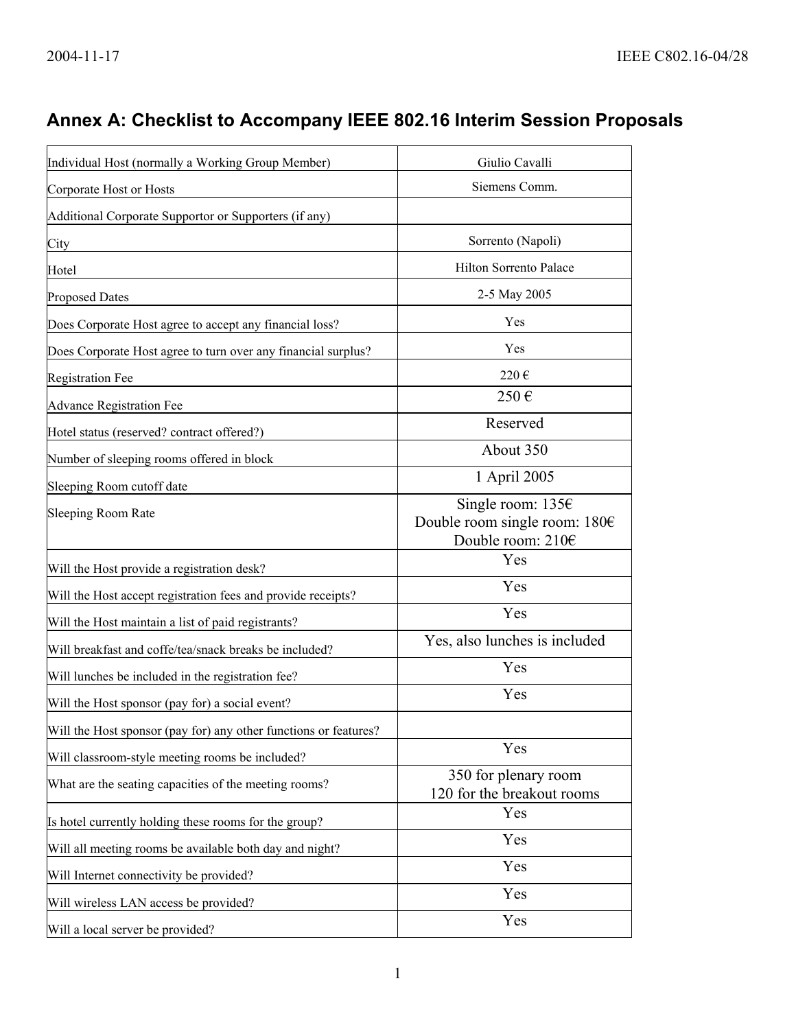## Annex A: Checklist to Accompany IEEE 802.16 Interim Session Proposals

| | |
|---|---|
| Individual Host (normally a Working Group Member) | Giulio Cavalli |
| Corporate Host or Hosts | Siemens Comm. |
| Additional Corporate Supportor or Supporters (if any) | |
| City | Sorrento (Napoli) |
| Hotel | Hilton Sorrento Palace |
| Proposed Dates | 2-5 May 2005 |
| Does Corporate Host agree to accept any financial loss? | Yes |
| Does Corporate Host agree to turn over any financial surplus? | Yes |
| Registration Fee | 220 € |
| Advance Registration Fee | 250 € |
| Hotel status (reserved? contract offered?) | Reserved |
| Number of sleeping rooms offered in block | About 350 |
| Sleeping Room cutoff date | 1 April 2005 |
| Sleeping Room Rate | Single room: 135€<br>Double room single room: 180€<br>Double room: 210€ |
| Will the Host provide a registration desk? | Yes |
| Will the Host accept registration fees and provide receipts? | Yes |
| Will the Host maintain a list of paid registrants? | Yes |
| Will breakfast and coffe/tea/snack breaks be included? | Yes, also lunches is included |
| Will lunches be included in the registration fee? | Yes |
| Will the Host sponsor (pay for) a social event? | Yes |
| Will the Host sponsor (pay for) any other functions or features? | |
| Will classroom-style meeting rooms be included? | Yes |
| What are the seating capacities of the meeting rooms? | 350 for plenary room<br>120 for the breakout rooms |
| Is hotel currently holding these rooms for the group? | Yes |
| Will all meeting rooms be available both day and night? | Yes |
| Will Internet connectivity be provided? | Yes |
| Will wireless LAN access be provided? | Yes |
| Will a local server be provided? | Yes |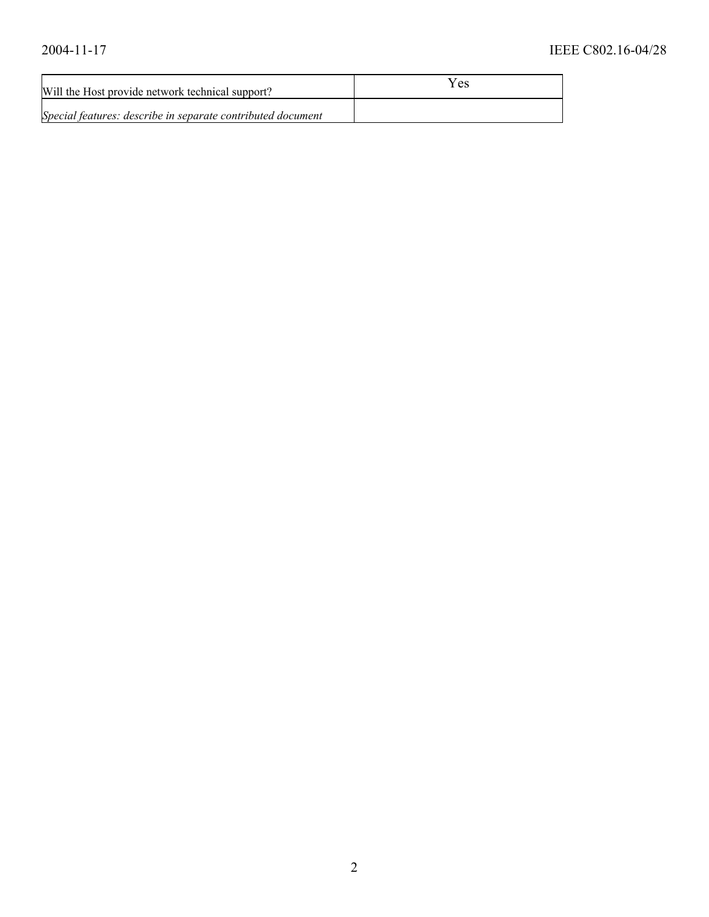| | |
|---|---|
| Will the Host provide network technical support? | Yes |
| *Special features: describe in separate contributed document* | |